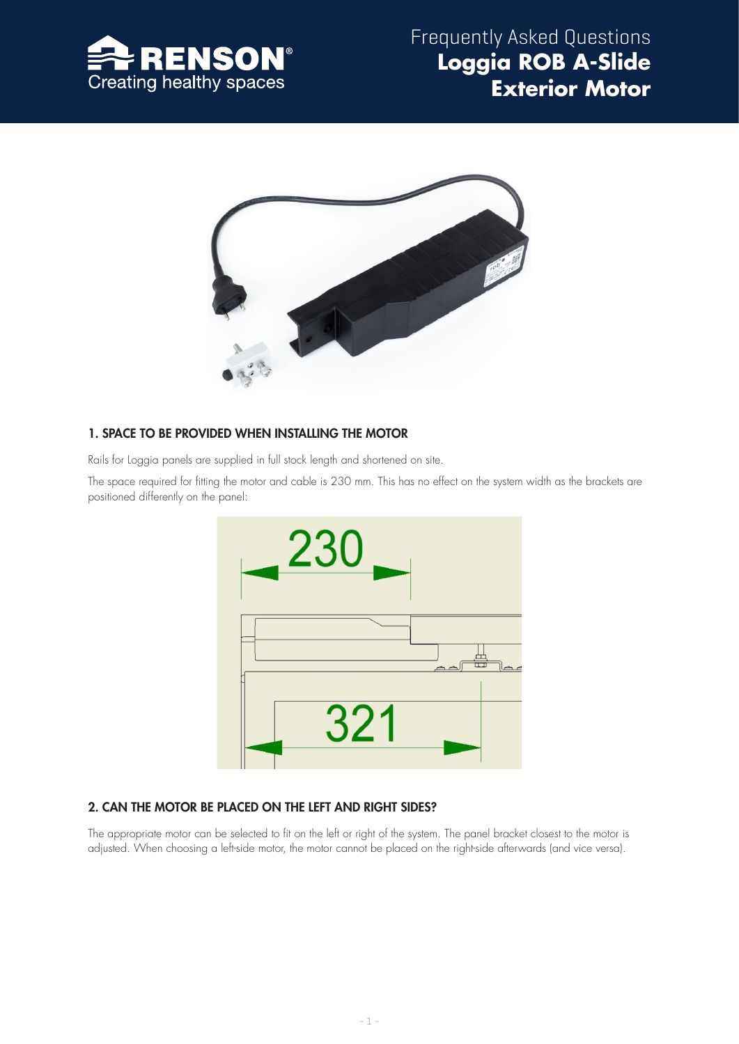Frequently Asked Questions
# Loggia ROB A-Slide Exterior Motor

## 1. SPACE TO BE PROVIDED WHEN INSTALLING THE MOTOR

Rails for Loggia panels are supplied in full stock length and shortened on site.

The space required for fitting the motor and cable is 230 mm. This has no effect on the system width as the brackets are positioned differently on the panel:

## 2. CAN THE MOTOR BE PLACED ON THE LEFT AND RIGHT SIDES?

The appropriate motor can be selected to fit on the left or right of the system. The panel bracket closest to the motor is adjusted. When choosing a left-side motor, the motor cannot be placed on the right-side afterwards (and vice versa).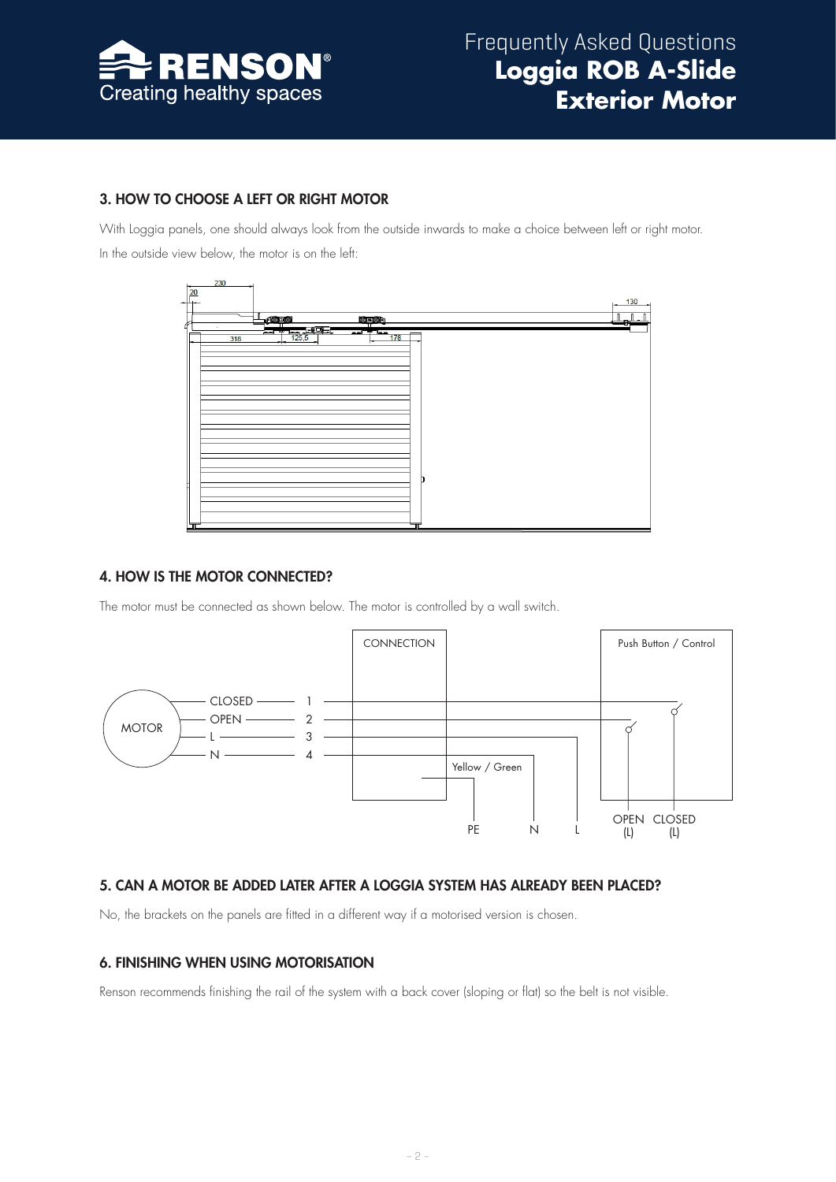### 3. HOW TO CHOOSE A LEFT OR RIGHT MOTOR

With Loggia panels, one should always look from the outside inwards to make a choice between left or right motor.

In the outside view below, the motor is on the left:

### 4. HOW IS THE MOTOR CONNECTED?

The motor must be connected as shown below. The motor is controlled by a wall switch.

### 5. CAN A MOTOR BE ADDED LATER AFTER A LOGGIA SYSTEM HAS ALREADY BEEN PLACED?

No, the brackets on the panels are fitted in a different way if a motorised version is chosen.

### 6. FINISHING WHEN USING MOTORISATION

Renson recommends finishing the rail of the system with a back cover (sloping or flat) so the belt is not visible.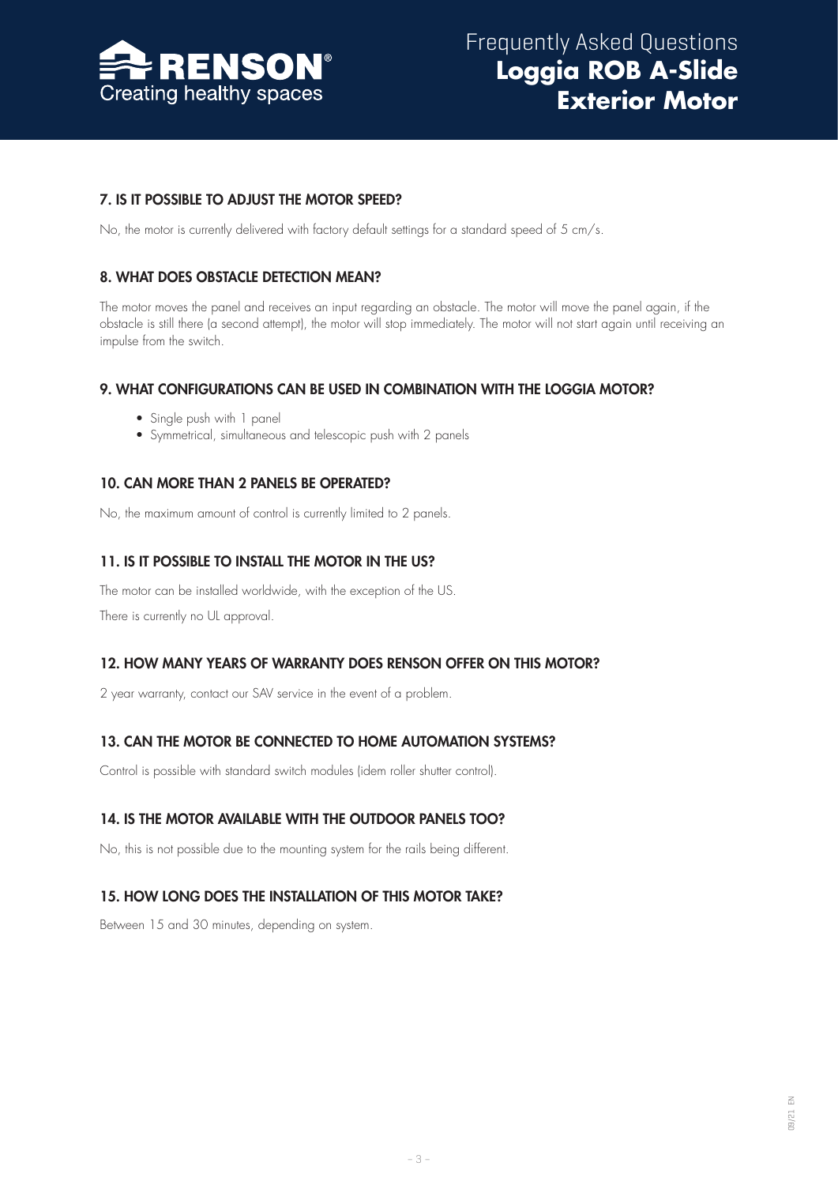### 7. IS IT POSSIBLE TO ADJUST THE MOTOR SPEED?

No, the motor is currently delivered with factory default settings for a standard speed of 5 cm/s.

### 8. WHAT DOES OBSTACLE DETECTION MEAN?

The motor moves the panel and receives an input regarding an obstacle. The motor will move the panel again, if the obstacle is still there (a second attempt), the motor will stop immediately. The motor will not start again until receiving an impulse from the switch.

### 9. WHAT CONFIGURATIONS CAN BE USED IN COMBINATION WITH THE LOGGIA MOTOR?

- Single push with 1 panel
- Symmetrical, simultaneous and telescopic push with 2 panels

### 10. CAN MORE THAN 2 PANELS BE OPERATED?

No, the maximum amount of control is currently limited to 2 panels.

### 11. IS IT POSSIBLE TO INSTALL THE MOTOR IN THE US?

The motor can be installed worldwide, with the exception of the US.

There is currently no UL approval.

### 12. HOW MANY YEARS OF WARRANTY DOES RENSON OFFER ON THIS MOTOR?

2 year warranty, contact our SAV service in the event of a problem.

### 13. CAN THE MOTOR BE CONNECTED TO HOME AUTOMATION SYSTEMS?

Control is possible with standard switch modules (idem roller shutter control).

### 14. IS THE MOTOR AVAILABLE WITH THE OUTDOOR PANELS TOO?

No, this is not possible due to the mounting system for the rails being different.

### 15. HOW LONG DOES THE INSTALLATION OF THIS MOTOR TAKE?

Between 15 and 30 minutes, depending on system.